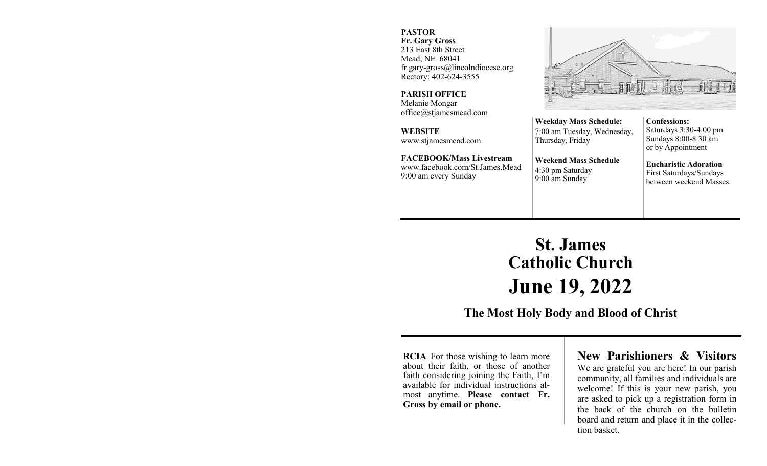**PASTOR**
**Fr. Gary Gross**
213 East 8th Street
Mead, NE 68041
fr.gary-gross@lincolndiocese.org
Rectory: 402-624-3555

**PARISH OFFICE**
Melanie Mongar
office@stjamesmead.com

**WEBSITE**
www.stjamesmead.com

**FACEBOOK/Mass Livestream**
www.facebook.com/St.James.Mead
9:00 am every Sunday

**Weekday Mass Schedule:**
7:00 am Tuesday, Wednesday, Thursday, Friday

**Weekend Mass Schedule**
4:30 pm Saturday
9:00 am Sunday

**Confessions:**
Saturdays 3:30-4:00 pm
Sundays 8:00-8:30 am
or by Appointment

**Eucharistic Adoration**
First Saturdays/Sundays between weekend Masses.

# St. James Catholic Church

# June 19, 2022

## The Most Holy Body and Blood of Christ

**RCIA** For those wishing to learn more about their faith, or those of another faith considering joining the Faith, I'm available for individual instructions almost anytime. **Please contact Fr. Gross by email or phone.**

## New Parishioners & Visitors

We are grateful you are here! In our parish community, all families and individuals are welcome! If this is your new parish, you are asked to pick up a registration form in the back of the church on the bulletin board and return and place it in the collection basket.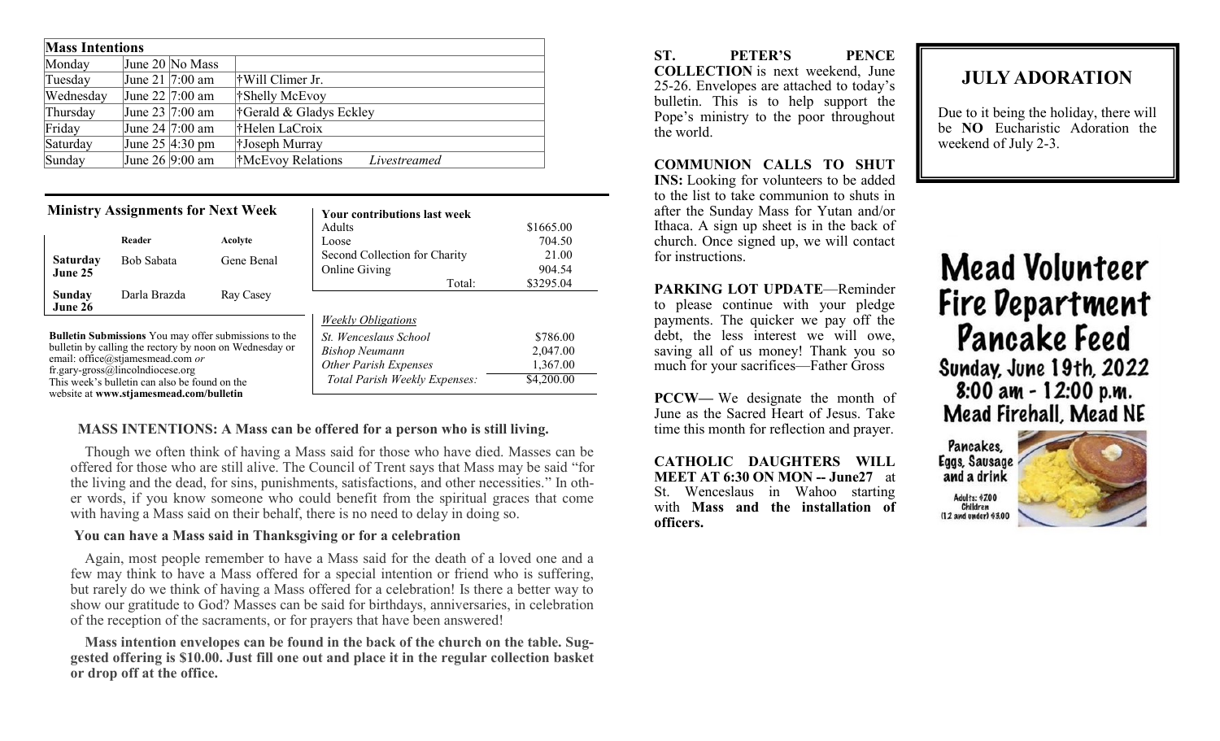| Mass Intentions | | | |
|---|---|---|---|
| Monday | June 20 | No Mass | |
| Tuesday | June 21 | 7:00 am | †Will Climer Jr. |
| Wednesday | June 22 | 7:00 am | †Shelly McEvoy |
| Thursday | June 23 | 7:00 am | †Gerald & Gladys Eckley |
| Friday | June 24 | 7:00 am | †Helen LaCroix |
| Saturday | June 25 | 4:30 pm | †Joseph Murray |
| Sunday | June 26 | 9:00 am | †McEvoy Relations *Livestreamed* |

**Ministry Assignments for Next Week**

| | Reader | Acolyte |
|---|---|---|
| **Saturday June 25** | Bob Sabata | Gene Benal |
| **Sunday June 26** | Darla Brazda | Ray Casey |

**Bulletin Submissions** You may offer submissions to the bulletin by calling the rectory by noon on Wednesday or email: office@stjamesmead.com *or* fr.gary-gross@lincolndiocese.org

This week's bulletin can also be found on the website at **www.stjamesmead.com/bulletin**

| **Your contributions last week** | |
|---|---|
| Adults | $1665.00 |
| Loose | 704.50 |
| Second Collection for Charity | 21.00 |
| Online Giving | 904.54 |
| Total: | $3295.04 |

| *Weekly Obligations* | |
|---|---|
| *St. Wenceslaus School* | $786.00 |
| *Bishop Neumann* | 2,047.00 |
| *Other Parish Expenses* | 1,367.00 |
| *Total Parish Weekly Expenses:* | $4,200.00 |

**MASS INTENTIONS: A Mass can be offered for a person who is still living.**

Though we often think of having a Mass said for those who have died. Masses can be offered for those who are still alive. The Council of Trent says that Mass may be said "for the living and the dead, for sins, punishments, satisfactions, and other necessities." In other words, if you know someone who could benefit from the spiritual graces that come with having a Mass said on their behalf, there is no need to delay in doing so.

**You can have a Mass said in Thanksgiving or for a celebration**

Again, most people remember to have a Mass said for the death of a loved one and a few may think to have a Mass offered for a special intention or friend who is suffering, but rarely do we think of having a Mass offered for a celebration! Is there a better way to show our gratitude to God? Masses can be said for birthdays, anniversaries, in celebration of the reception of the sacraments, or for prayers that have been answered!

**Mass intention envelopes can be found in the back of the church on the table. Suggested offering is $10.00. Just fill one out and place it in the regular collection basket or drop off at the office.**

**ST. PETER'S PENCE COLLECTION** is next weekend, June 25-26. Envelopes are attached to today's bulletin. This is to help support the Pope's ministry to the poor throughout the world.

**COMMUNION CALLS TO SHUT INS:** Looking for volunteers to be added to the list to take communion to shuts in after the Sunday Mass for Yutan and/or Ithaca. A sign up sheet is in the back of church. Once signed up, we will contact for instructions.

**PARKING LOT UPDATE**—Reminder to please continue with your pledge payments. The quicker we pay off the debt, the less interest we will owe, saving all of us money! Thank you so much for your sacrifices—Father Gross

**PCCW—** We designate the month of June as the Sacred Heart of Jesus. Take time this month for reflection and prayer.

**CATHOLIC DAUGHTERS WILL MEET AT 6:30 ON MON -- June27** at St. Wenceslaus in Wahoo starting with **Mass and the installation of officers.**

## JULY ADORATION

Due to it being the holiday, there will be **NO** Eucharistic Adoration the weekend of July 2-3.

# Mead Volunteer Fire Department Pancake Feed

Sunday, June 19th, 2022

8:00 am - 12:00 p.m.

Mead Firehall, Mead NE

Pancakes, Eggs, Sausage and a drink

Adults: $7.00

Children (12 and under) $3.00